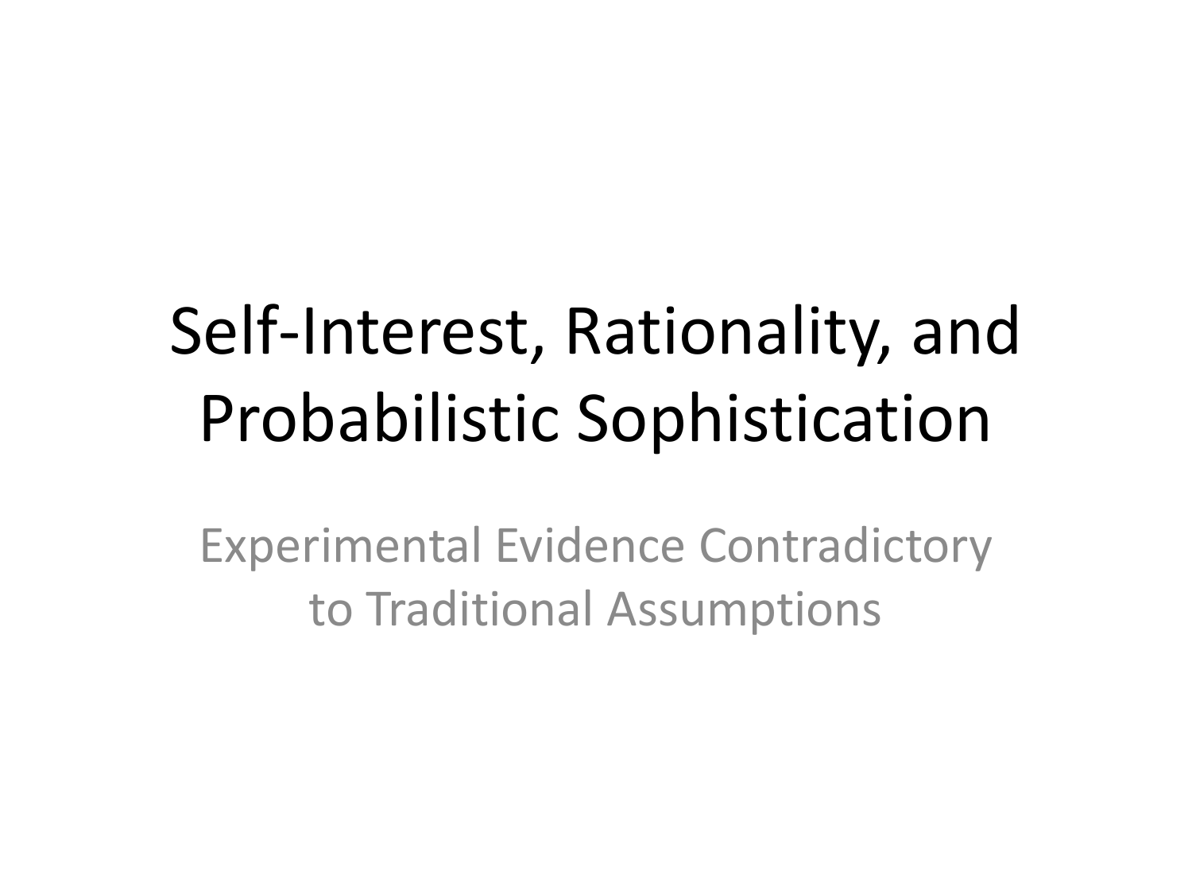# Self-Interest, Rationality, and Probabilistic Sophistication

Experimental Evidence Contradictory to Traditional Assumptions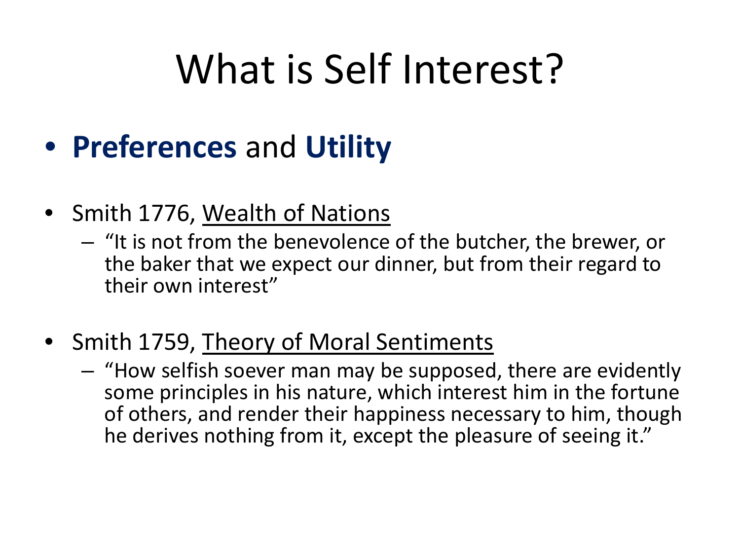# What is Self Interest?

- **Preferences** and **Utility**

- Smith 1776, Wealth of Nations
  - "It is not from the benevolence of the butcher, the brewer, or the baker that we expect our dinner, but from their regard to their own interest"

- Smith 1759, Theory of Moral Sentiments
  - "How selfish soever man may be supposed, there are evidently some principles in his nature, which interest him in the fortune of others, and render their happiness necessary to him, though he derives nothing from it, except the pleasure of seeing it."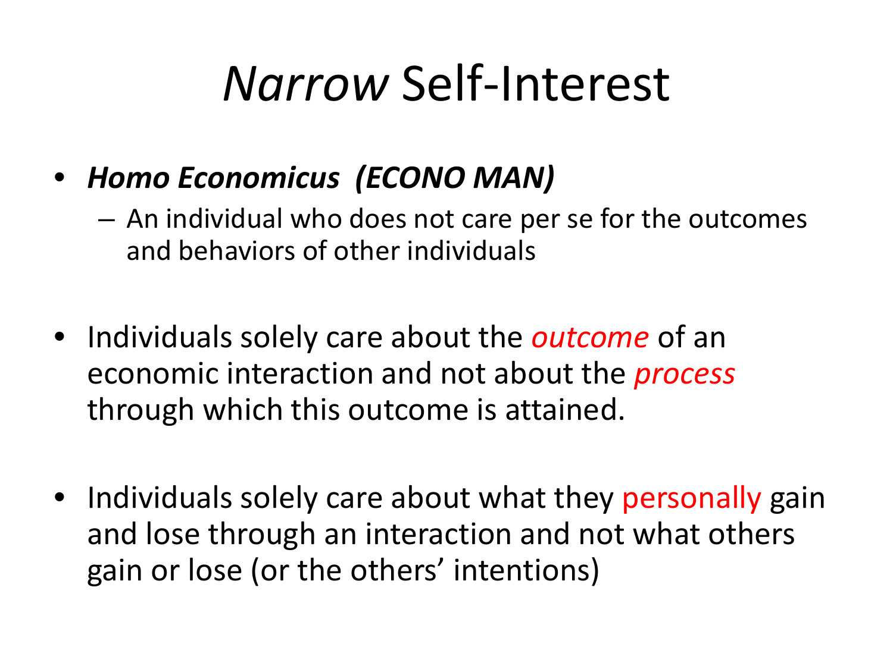# *Narrow* Self-Interest

- ***Homo Economicus (ECONO MAN)***
  - An individual who does not care per se for the outcomes and behaviors of other individuals
- Individuals solely care about the *outcome* of an economic interaction and not about the *process* through which this outcome is attained.
- Individuals solely care about what they personally gain and lose through an interaction and not what others gain or lose (or the others' intentions)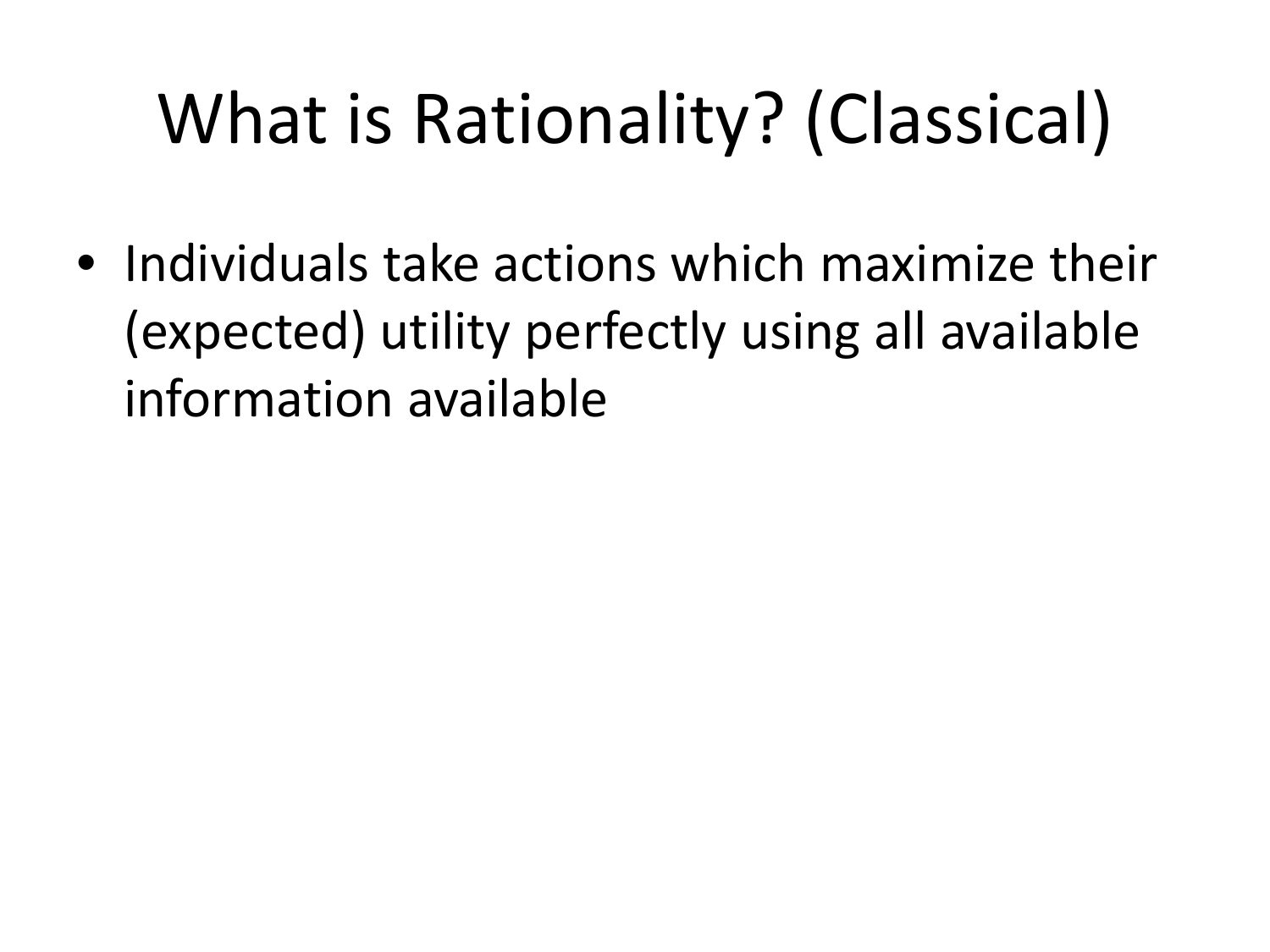# What is Rationality? (Classical)

- Individuals take actions which maximize their (expected) utility perfectly using all available information available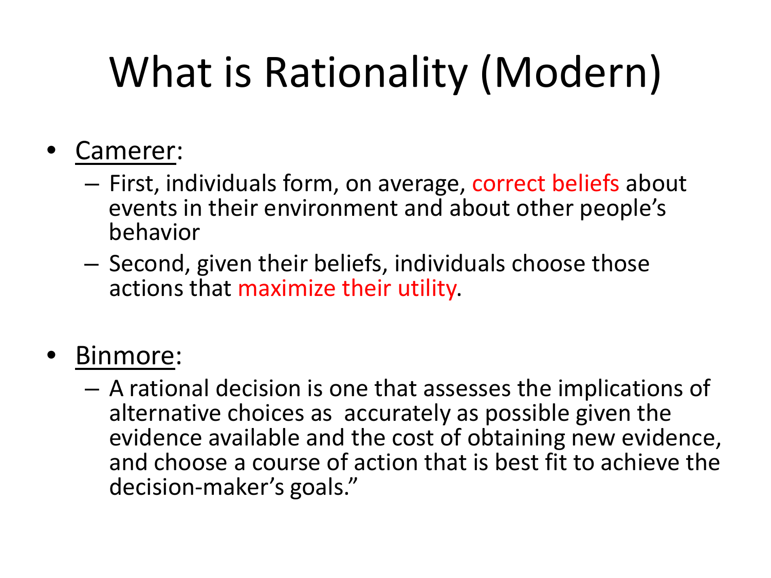# What is Rationality (Modern)

- Camerer:
  - First, individuals form, on average, correct beliefs about events in their environment and about other people's behavior
  - Second, given their beliefs, individuals choose those actions that maximize their utility.

- Binmore:
  - A rational decision is one that assesses the implications of alternative choices as accurately as possible given the evidence available and the cost of obtaining new evidence, and choose a course of action that is best fit to achieve the decision-maker's goals."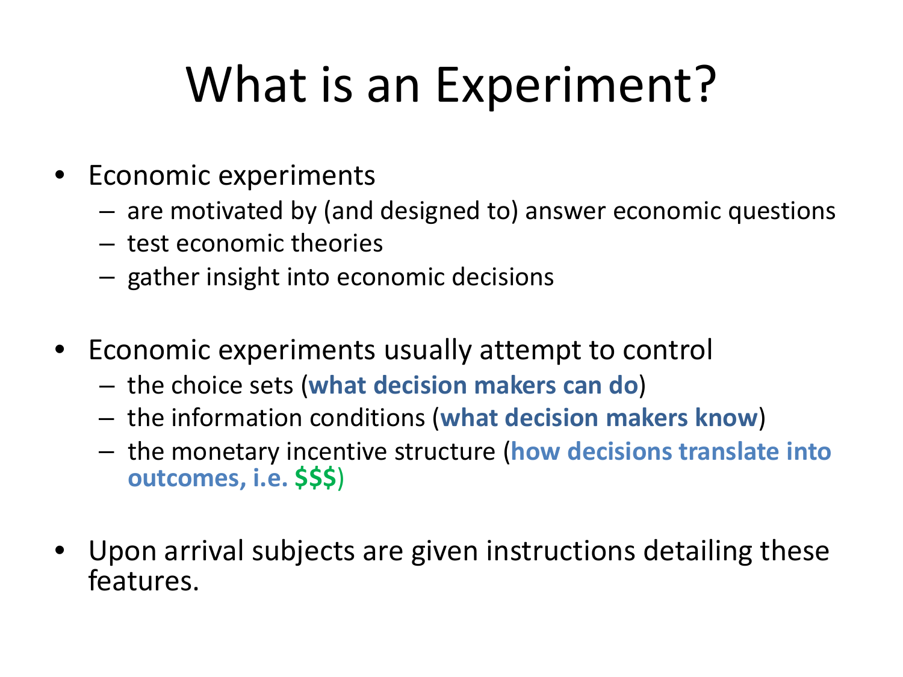# What is an Experiment?

- Economic experiments
  - are motivated by (and designed to) answer economic questions
  - test economic theories
  - gather insight into economic decisions

- Economic experiments usually attempt to control
  - the choice sets (**what decision makers can do**)
  - the information conditions (**what decision makers know**)
  - the monetary incentive structure (**how decisions translate into outcomes, i.e. $$$**)

- Upon arrival subjects are given instructions detailing these features.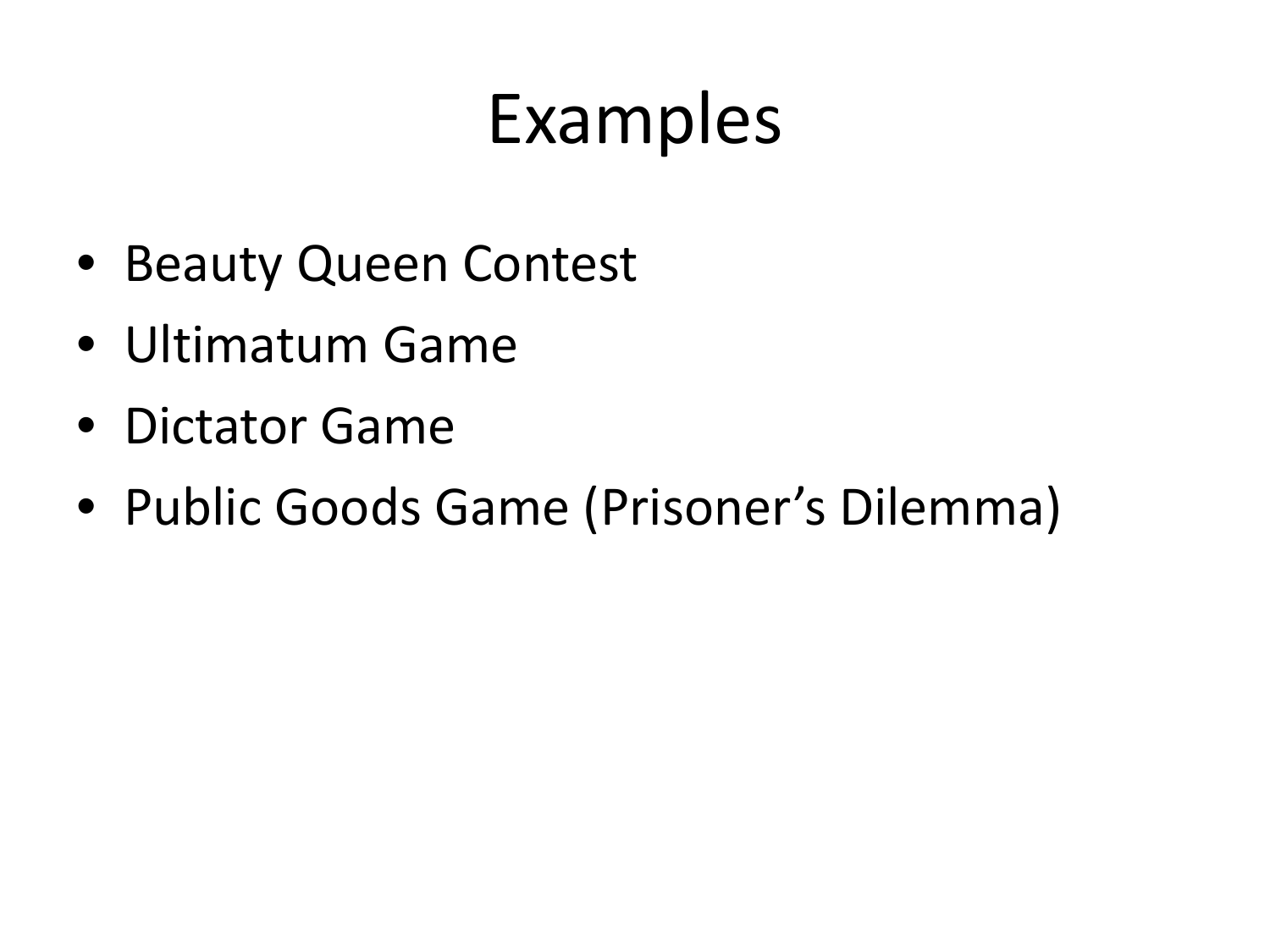# Examples

- Beauty Queen Contest
- Ultimatum Game
- Dictator Game
- Public Goods Game (Prisoner’s Dilemma)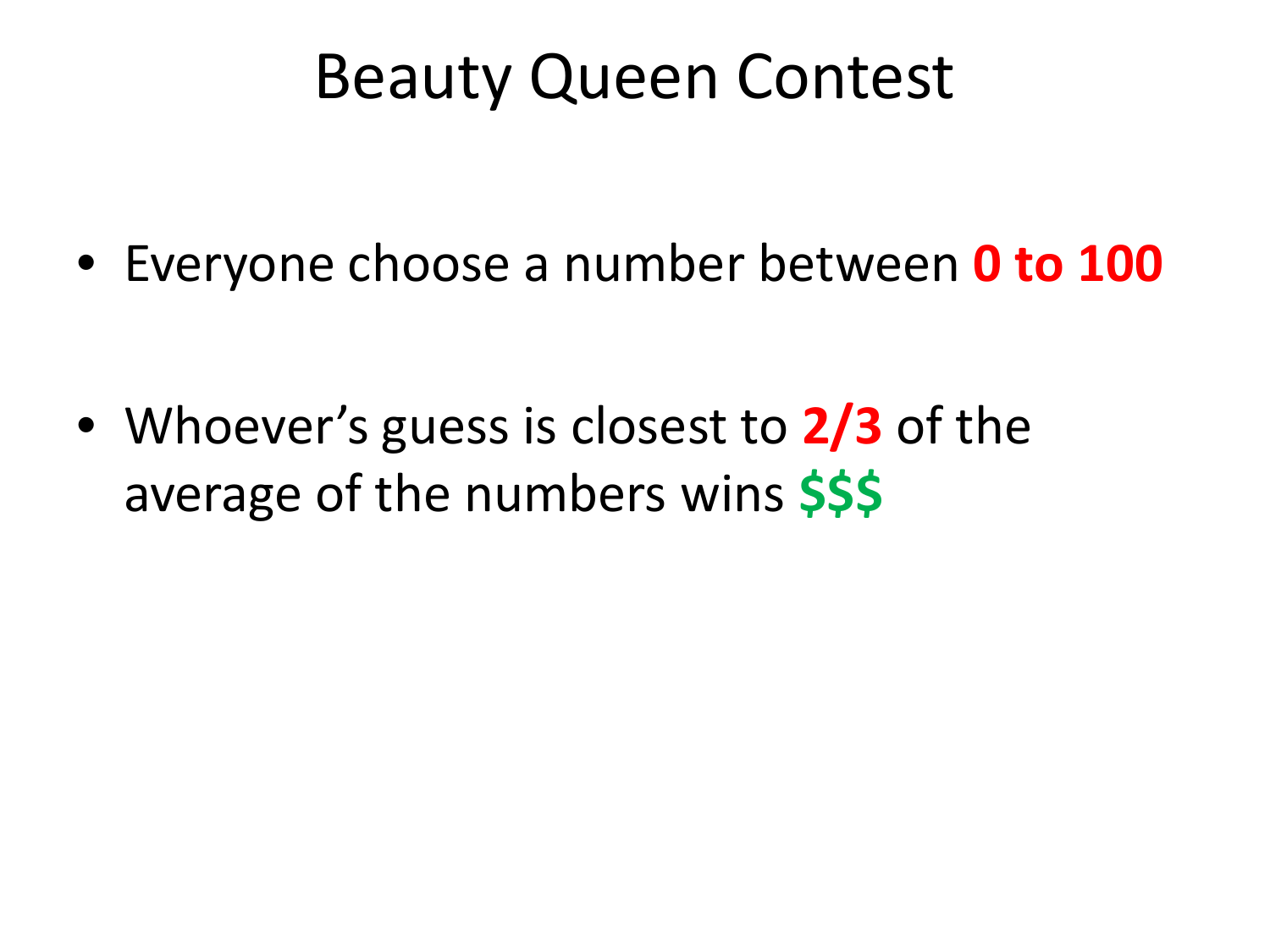# Beauty Queen Contest

- Everyone choose a number between **0 to 100**
- Whoever's guess is closest to **2/3** of the average of the numbers wins **$$$**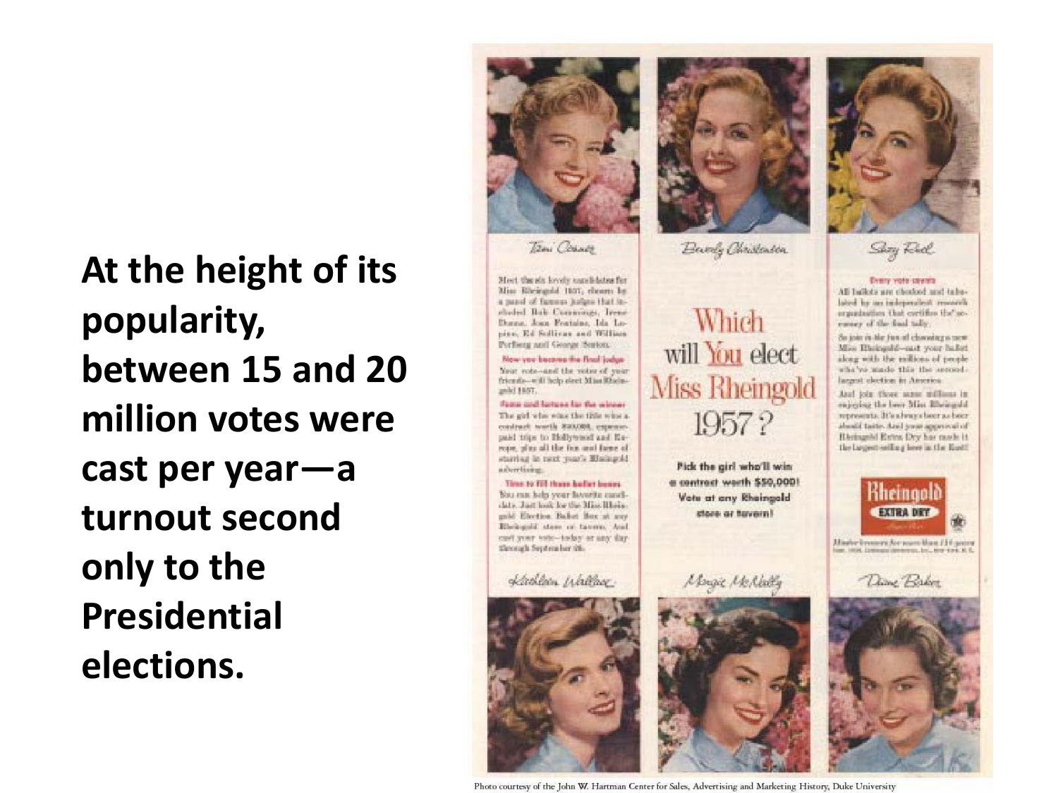**At the height of its popularity, between 15 and 20 million votes were cast per year—a turnout second only to the Presidential elections.**

Photo courtesy of the John W. Hartman Center for Sales, Advertising and Marketing History, Duke University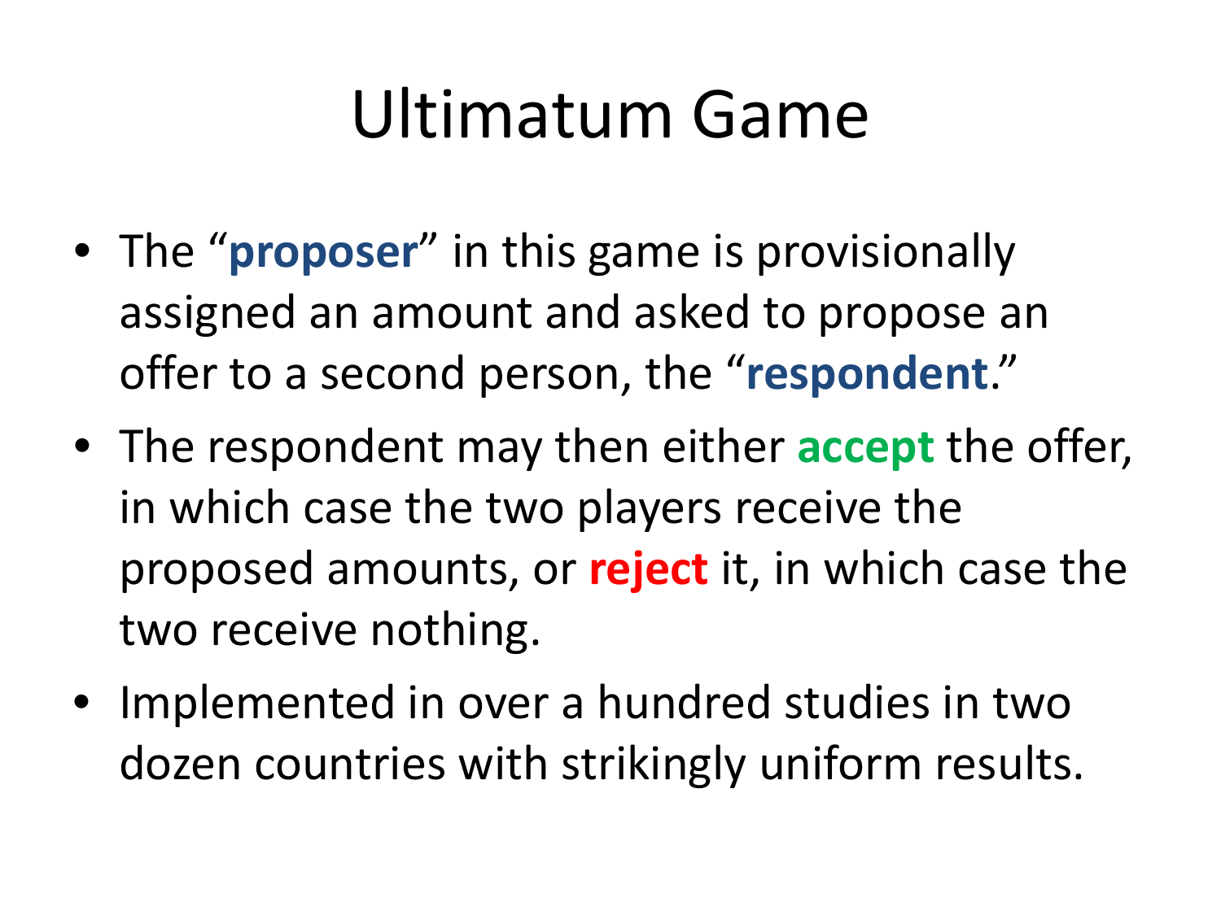# Ultimatum Game

- The “**proposer**” in this game is provisionally assigned an amount and asked to propose an offer to a second person, the “**respondent**.”
- The respondent may then either **accept** the offer, in which case the two players receive the proposed amounts, or **reject** it, in which case the two receive nothing.
- Implemented in over a hundred studies in two dozen countries with strikingly uniform results.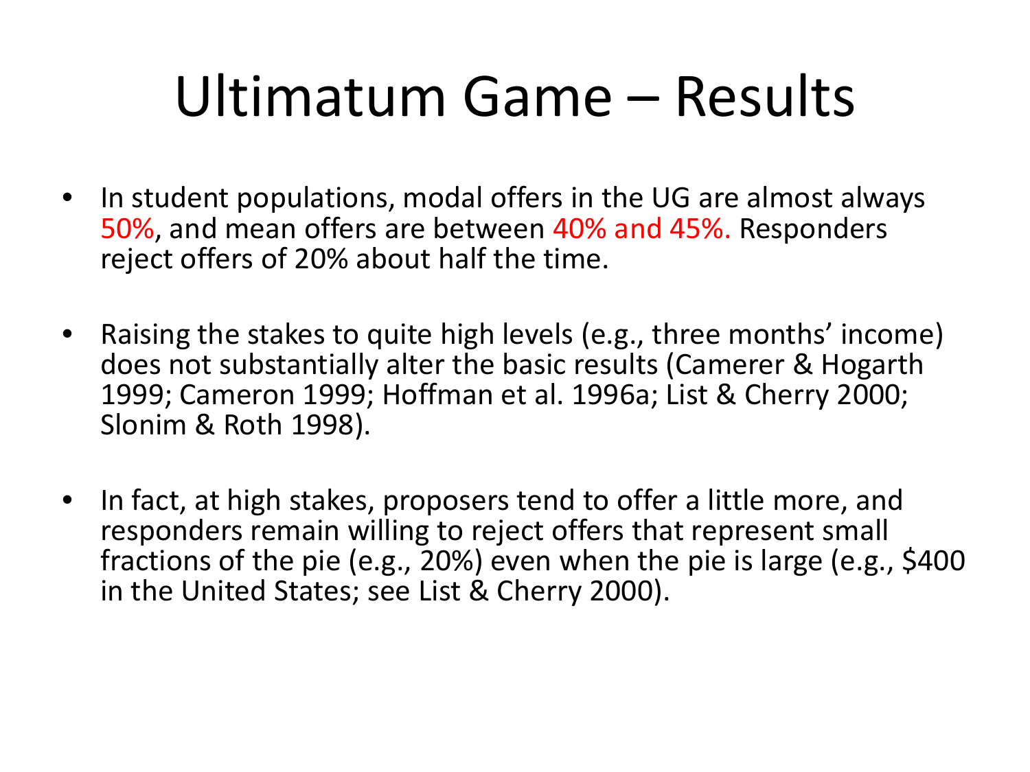# Ultimatum Game – Results

- In student populations, modal offers in the UG are almost always 50%, and mean offers are between 40% and 45%. Responders reject offers of 20% about half the time.

- Raising the stakes to quite high levels (e.g., three months' income) does not substantially alter the basic results (Camerer & Hogarth 1999; Cameron 1999; Hoffman et al. 1996a; List & Cherry 2000; Slonim & Roth 1998).

- In fact, at high stakes, proposers tend to offer a little more, and responders remain willing to reject offers that represent small fractions of the pie (e.g., 20%) even when the pie is large (e.g., $400 in the United States; see List & Cherry 2000).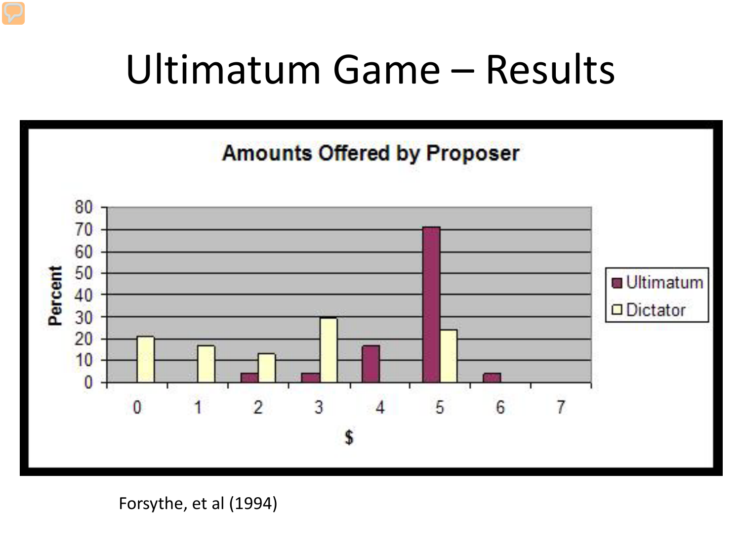# Ultimatum Game – Results

**Amounts Offered by Proposer**

| $ | Ultimatum (%) | Dictator (%) |
|---|---|---|
| 0 | 0 | 21 |
| 1 | 0 | 17 |
| 2 | 4 | 13 |
| 3 | 4 | 29 |
| 4 | 17 | 0 |
| 5 | 71 | 24 |
| 6 | 4 | 0 |
| 7 | 0 | 0 |

Forsythe, et al (1994)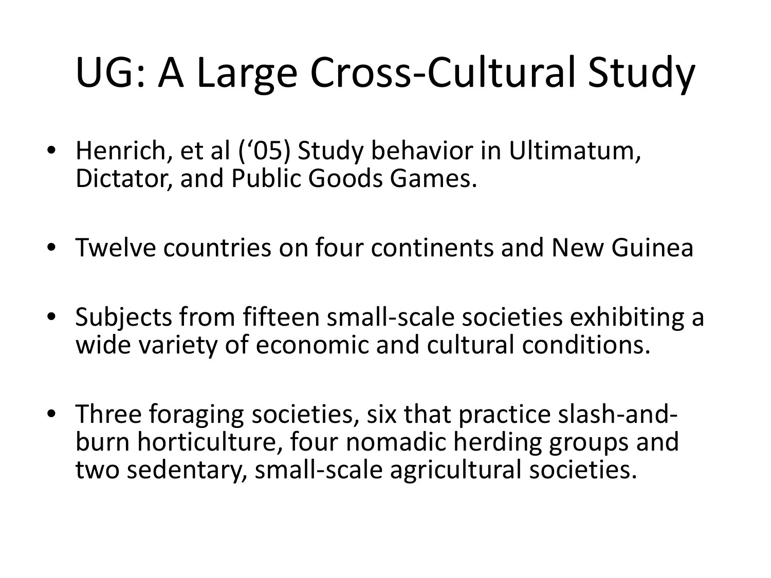# UG: A Large Cross-Cultural Study

- Henrich, et al ('05) Study behavior in Ultimatum, Dictator, and Public Goods Games.
- Twelve countries on four continents and New Guinea
- Subjects from fifteen small-scale societies exhibiting a wide variety of economic and cultural conditions.
- Three foraging societies, six that practice slash-and-burn horticulture, four nomadic herding groups and two sedentary, small-scale agricultural societies.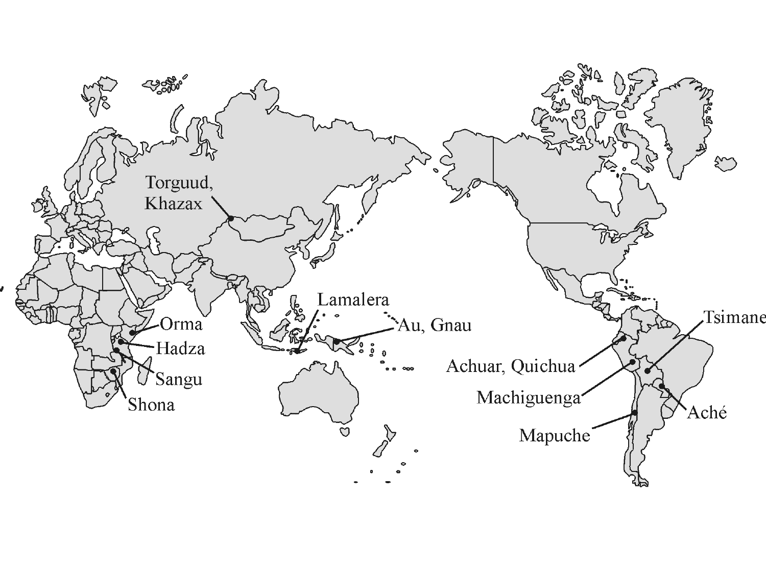Torguud, Khazax

Lamalera

Au, Gnau

Orma

Hadza

Sangu

Shona

Tsimane

Achuar, Quichua

Machiguenga

Aché

Mapuche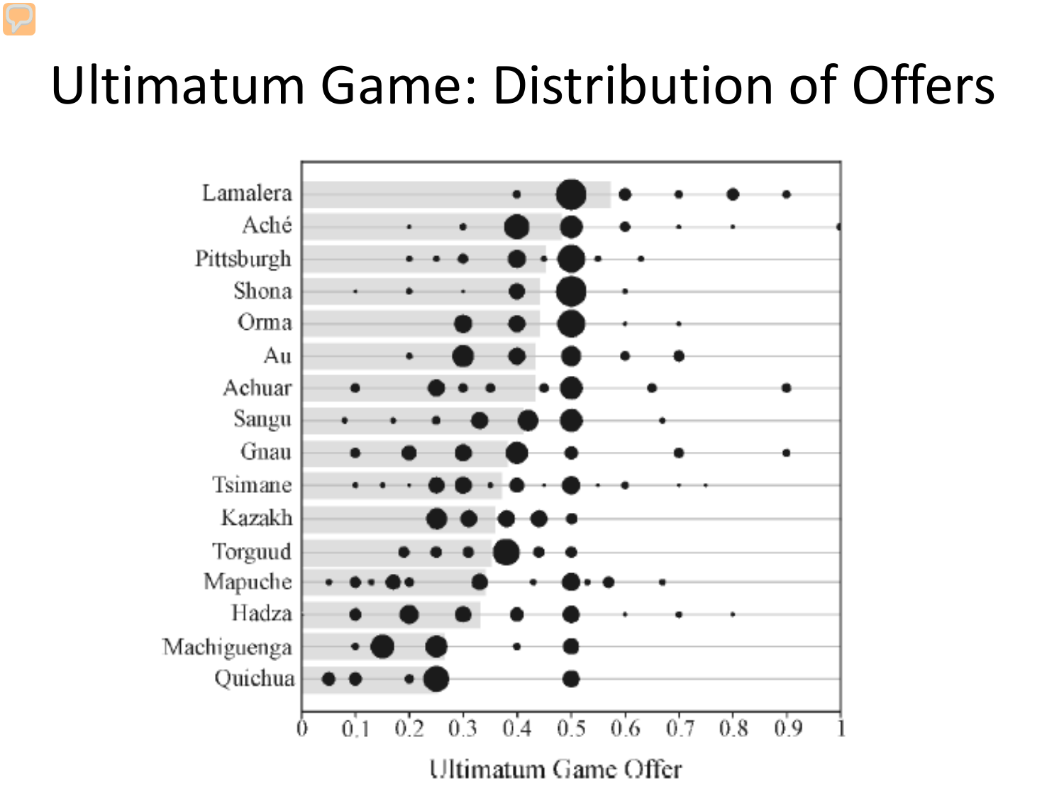# Ultimatum Game: Distribution of Offers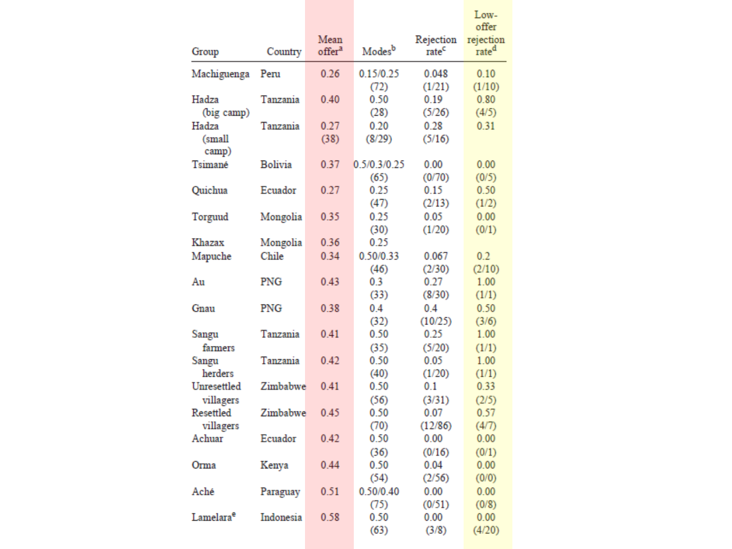| Group | Country | Mean offer[a] | Modes[b] | Rejection rate[c] | Low-offer rejection rate[d] |
|---|---|---|---|---|---|
| Machiguenga | Peru | 0.26 | 0.15/0.25 (72) | 0.048 (1/21) | 0.10 (1/10) |
| Hadza (big camp) | Tanzania | 0.40 | 0.50 (28) | 0.19 (5/26) | 0.80 (4/5) |
| Hadza (small camp) | Tanzania | 0.27 (38) | 0.20 (8/29) | 0.28 (5/16) | 0.31 |
| Tsimané | Bolivia | 0.37 | 0.5/0.3/0.25 (65) | 0.00 (0/70) | 0.00 (0/5) |
| Quichua | Ecuador | 0.27 | 0.25 (47) | 0.15 (2/13) | 0.50 (1/2) |
| Torguud | Mongolia | 0.35 | 0.25 (30) | 0.05 (1/20) | 0.00 (0/1) |
| Khazax | Mongolia | 0.36 | 0.25 | | |
| Mapuche | Chile | 0.34 | 0.50/0.33 (46) | 0.067 (2/30) | 0.2 (2/10) |
| Au | PNG | 0.43 | 0.3 (33) | 0.27 (8/30) | 1.00 (1/1) |
| Gnau | PNG | 0.38 | 0.4 (32) | 0.4 (10/25) | 0.50 (3/6) |
| Sangu farmers | Tanzania | 0.41 | 0.50 (35) | 0.25 (5/20) | 1.00 (1/1) |
| Sangu herders | Tanzania | 0.42 | 0.50 (40) | 0.05 (1/20) | 1.00 (1/1) |
| Unresettled villagers | Zimbabwe | 0.41 | 0.50 (56) | 0.1 (3/31) | 0.33 (2/5) |
| Resettled villagers | Zimbabwe | 0.45 | 0.50 (70) | 0.07 (12/86) | 0.57 (4/7) |
| Achuar | Ecuador | 0.42 | 0.50 (36) | 0.00 (0/16) | 0.00 (0/1) |
| Orma | Kenya | 0.44 | 0.50 (54) | 0.04 (2/56) | 0.00 (0/0) |
| Aché | Paraguay | 0.51 | 0.50/0.40 (75) | 0.00 (0/51) | 0.00 (0/8) |
| Lamelara[e] | Indonesia | 0.58 | 0.50 (63) | 0.00 (3/8) | 0.00 (4/20) |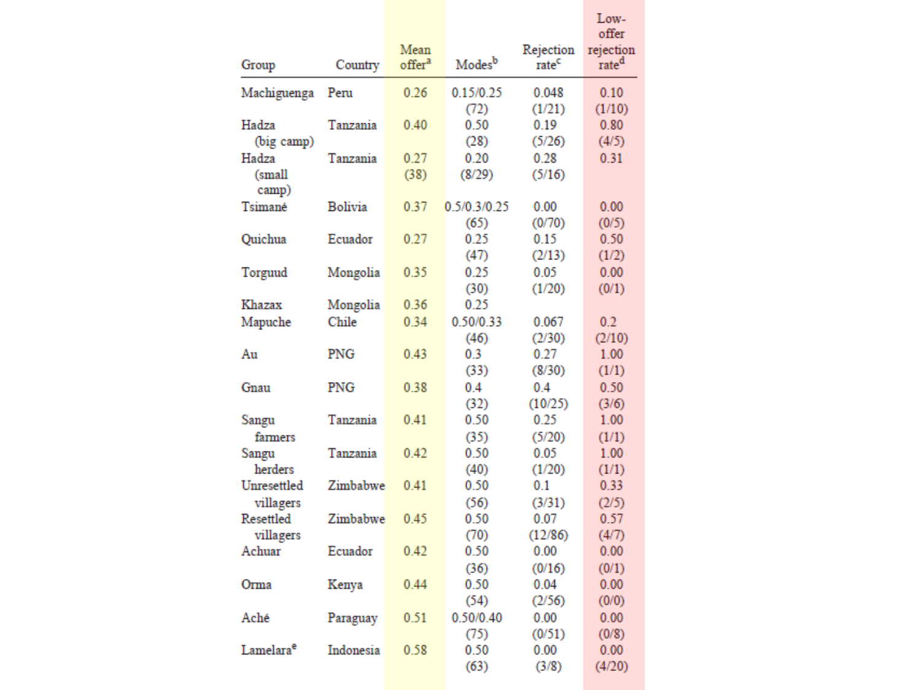| Group | Country | Mean offer[a] | Modes[b] | Rejection rate[c] | Low-offer rejection rate[d] |
|---|---|---|---|---|---|
| Machiguenga | Peru | 0.26 | 0.15/0.25 (72) | 0.048 (1/21) | 0.10 (1/10) |
| Hadza (big camp) | Tanzania | 0.40 | 0.50 (28) | 0.19 (5/26) | 0.80 (4/5) |
| Hadza (small camp) | Tanzania | 0.27 (38) | 0.20 (8/29) | 0.28 (5/16) | 0.31 |
| Tsimané | Bolivia | 0.37 | 0.5/0.3/0.25 (65) | 0.00 (0/70) | 0.00 (0/5) |
| Quichua | Ecuador | 0.27 | 0.25 (47) | 0.15 (2/13) | 0.50 (1/2) |
| Torguud | Mongolia | 0.35 | 0.25 (30) | 0.05 (1/20) | 0.00 (0/1) |
| Khazax | Mongolia | 0.36 | 0.25 | | |
| Mapuche | Chile | 0.34 | 0.50/0.33 (46) | 0.067 (2/30) | 0.2 (2/10) |
| Au | PNG | 0.43 | 0.3 (33) | 0.27 (8/30) | 1.00 (1/1) |
| Gnau | PNG | 0.38 | 0.4 (32) | 0.4 (10/25) | 0.50 (3/6) |
| Sangu farmers | Tanzania | 0.41 | 0.50 (35) | 0.25 (5/20) | 1.00 (1/1) |
| Sangu herders | Tanzania | 0.42 | 0.50 (40) | 0.05 (1/20) | 1.00 (1/1) |
| Unresettled villagers | Zimbabwe | 0.41 | 0.50 (56) | 0.1 (3/31) | 0.33 (2/5) |
| Resettled villagers | Zimbabwe | 0.45 | 0.50 (70) | 0.07 (12/86) | 0.57 (4/7) |
| Achuar | Ecuador | 0.42 | 0.50 (36) | 0.00 (0/16) | 0.00 (0/1) |
| Orma | Kenya | 0.44 | 0.50 (54) | 0.04 (2/56) | 0.00 (0/0) |
| Aché | Paraguay | 0.51 | 0.50/0.40 (75) | 0.00 (0/51) | 0.00 (0/8) |
| Lamelara[e] | Indonesia | 0.58 | 0.50 (63) | 0.00 (3/8) | 0.00 (4/20) |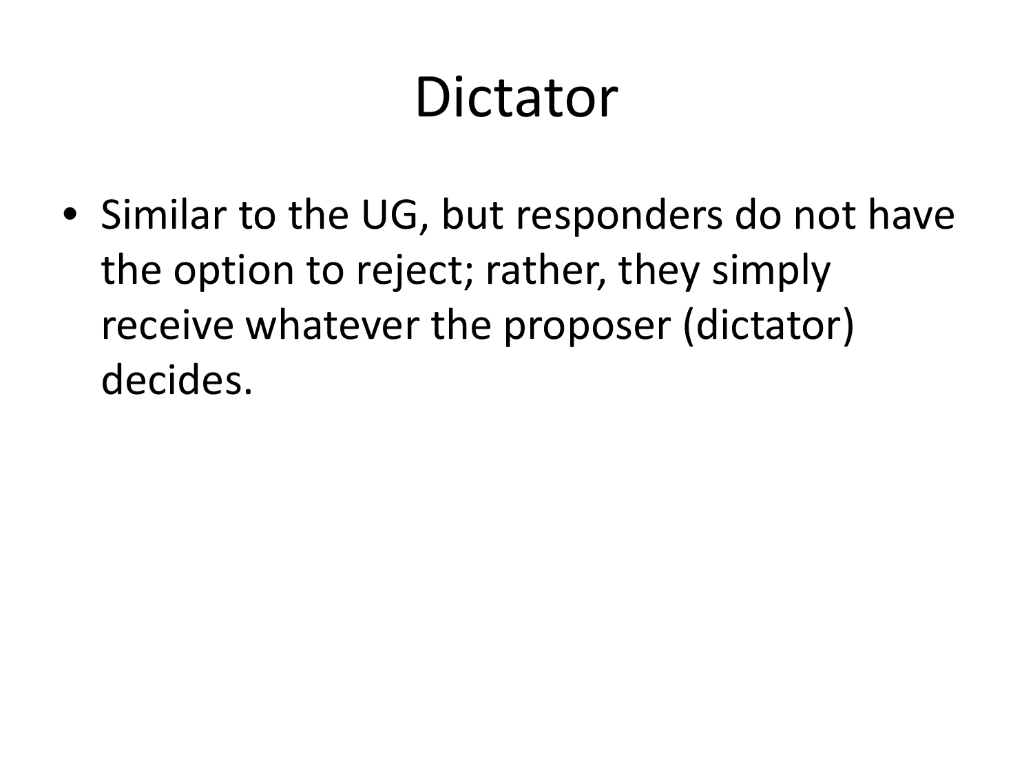# Dictator

- Similar to the UG, but responders do not have the option to reject; rather, they simply receive whatever the proposer (dictator) decides.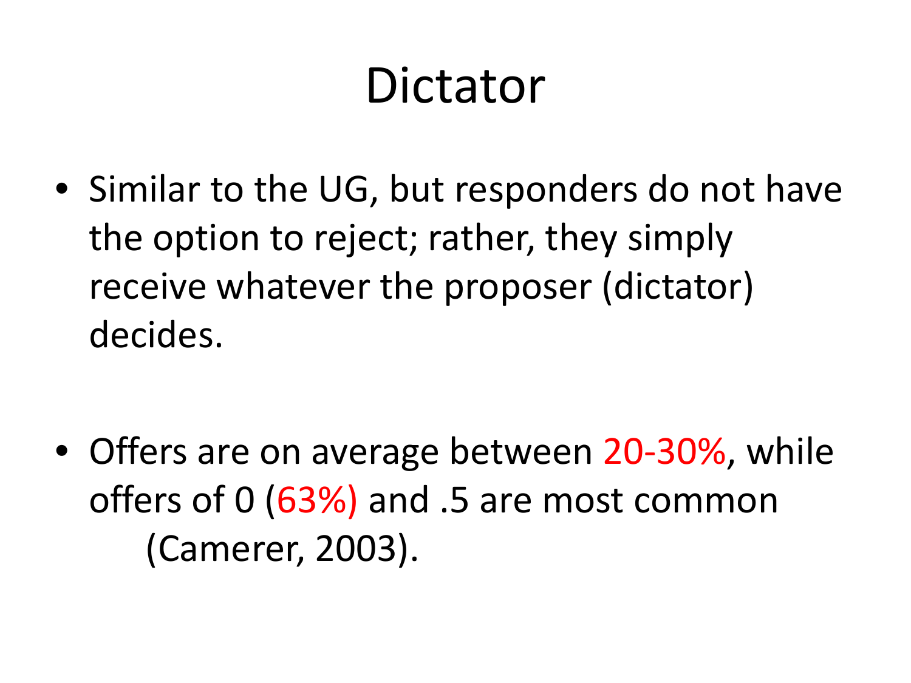# Dictator

- Similar to the UG, but responders do not have the option to reject; rather, they simply receive whatever the proposer (dictator) decides.

- Offers are on average between 20-30%, while offers of 0 (63%) and .5 are most common (Camerer, 2003).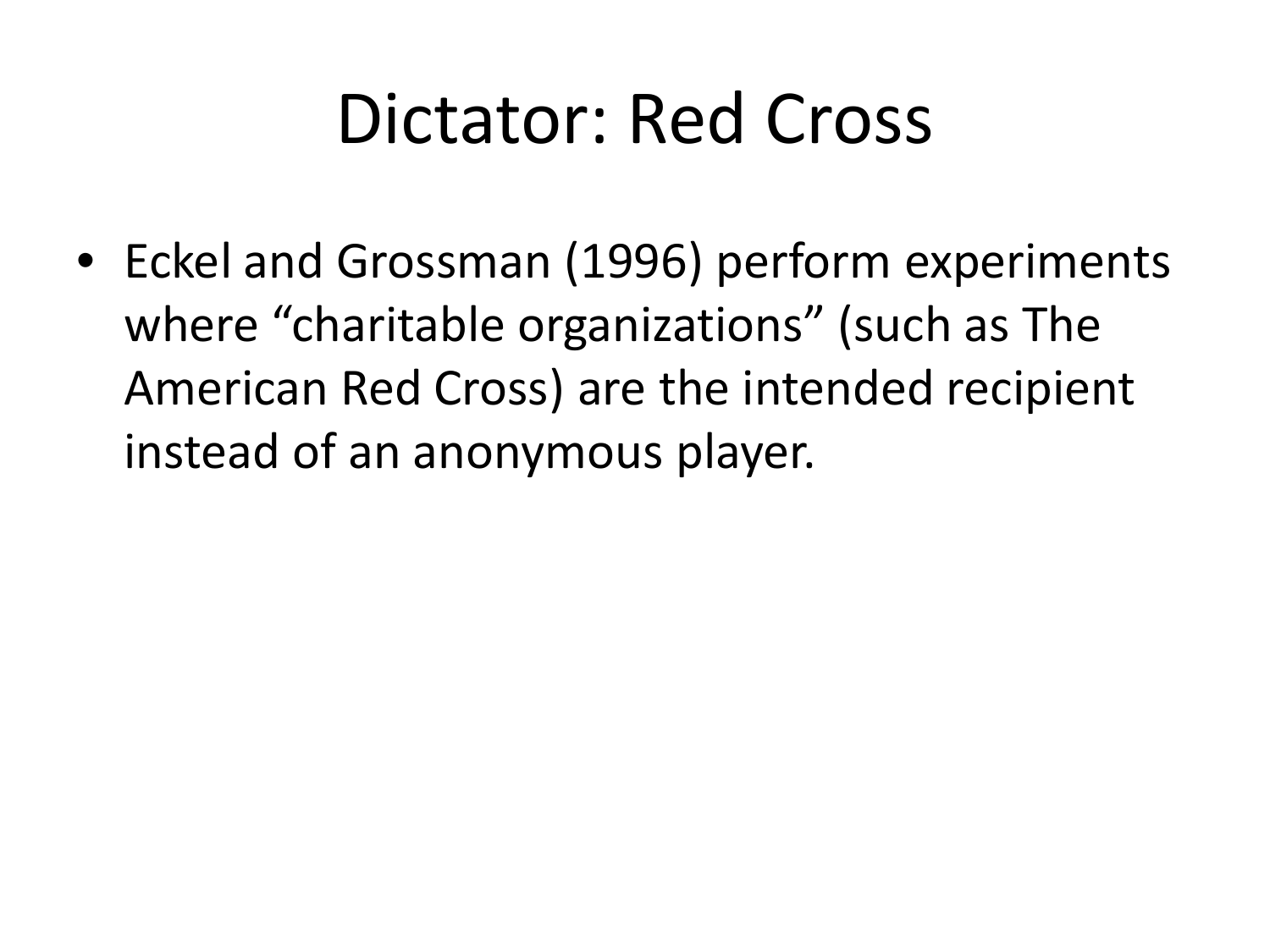# Dictator: Red Cross

- Eckel and Grossman (1996) perform experiments where “charitable organizations” (such as The American Red Cross) are the intended recipient instead of an anonymous player.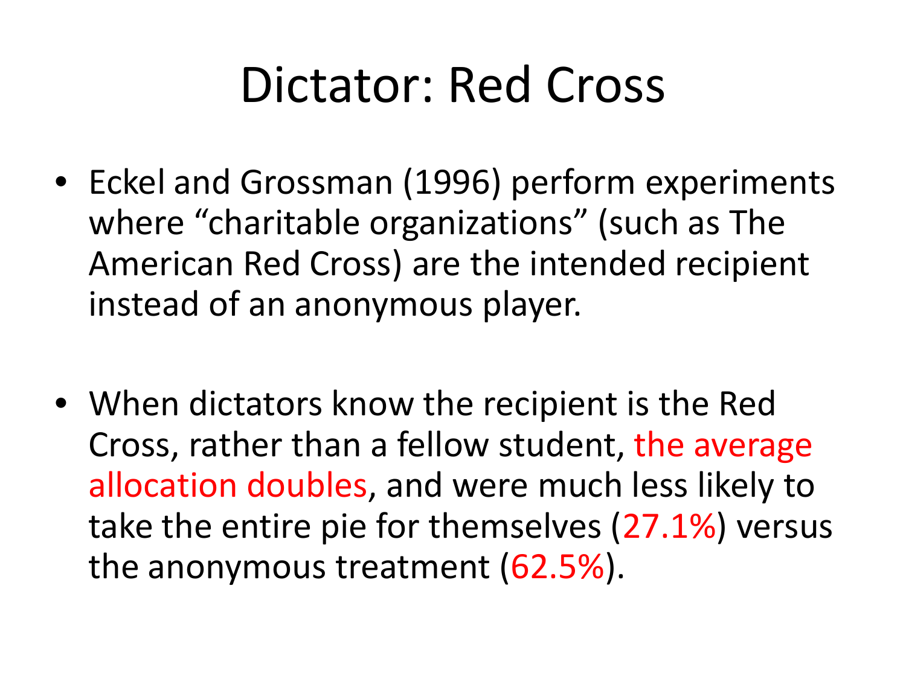# Dictator: Red Cross

- Eckel and Grossman (1996) perform experiments where “charitable organizations” (such as The American Red Cross) are the intended recipient instead of an anonymous player.

- When dictators know the recipient is the Red Cross, rather than a fellow student, the average allocation doubles, and were much less likely to take the entire pie for themselves (27.1%) versus the anonymous treatment (62.5%).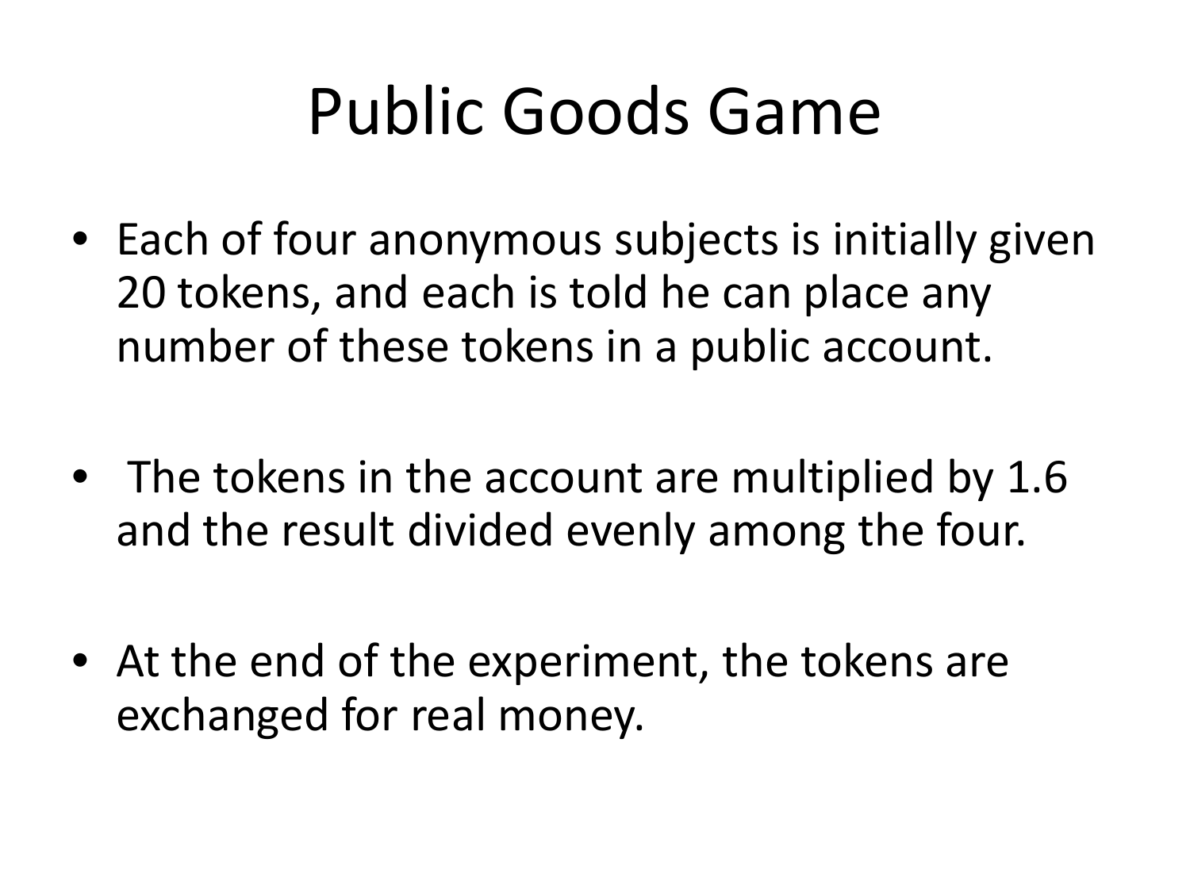# Public Goods Game

- Each of four anonymous subjects is initially given 20 tokens, and each is told he can place any number of these tokens in a public account.
- The tokens in the account are multiplied by 1.6 and the result divided evenly among the four.
- At the end of the experiment, the tokens are exchanged for real money.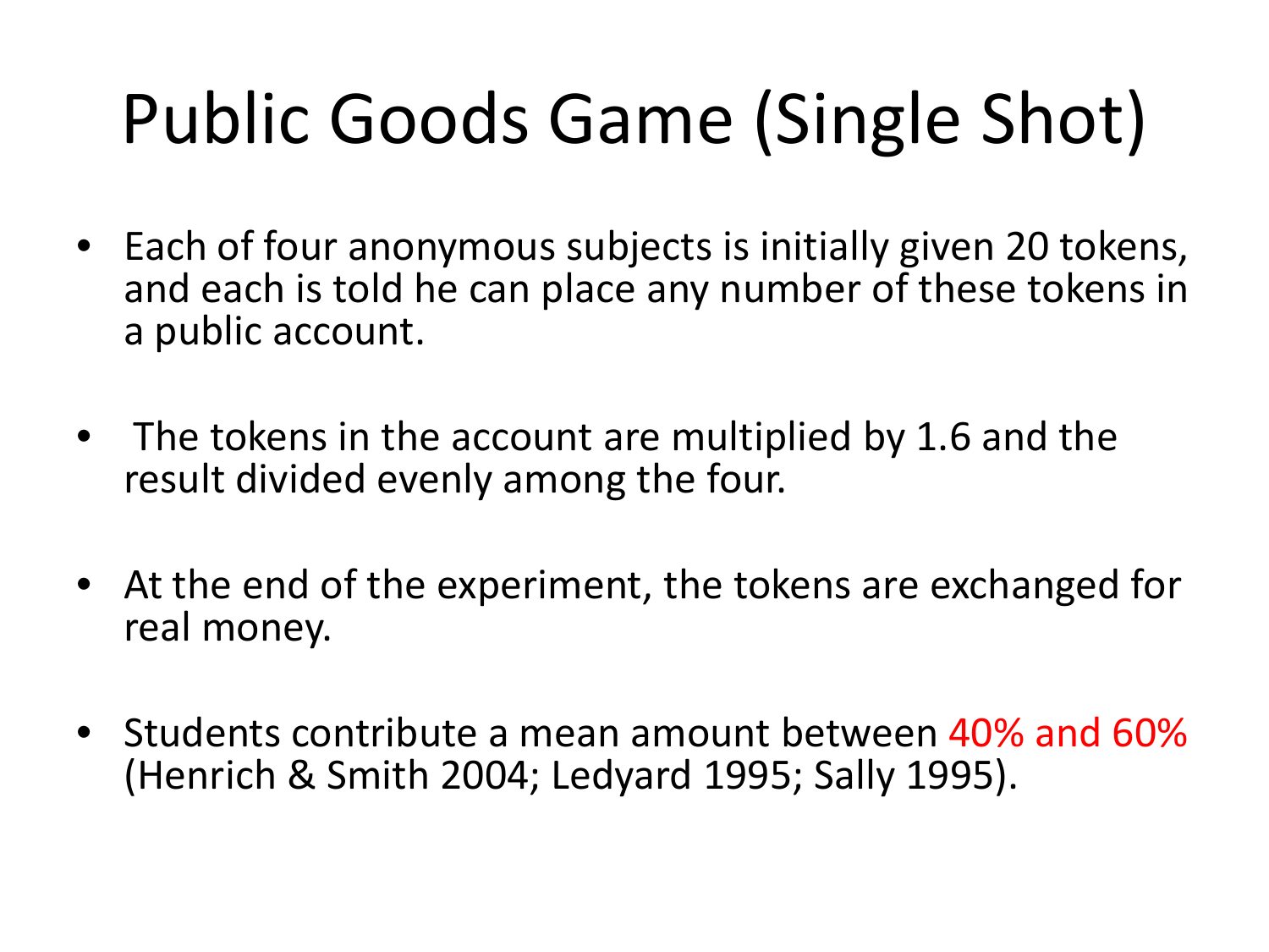# Public Goods Game (Single Shot)

- Each of four anonymous subjects is initially given 20 tokens, and each is told he can place any number of these tokens in a public account.
- The tokens in the account are multiplied by 1.6 and the result divided evenly among the four.
- At the end of the experiment, the tokens are exchanged for real money.
- Students contribute a mean amount between 40% and 60% (Henrich & Smith 2004; Ledyard 1995; Sally 1995).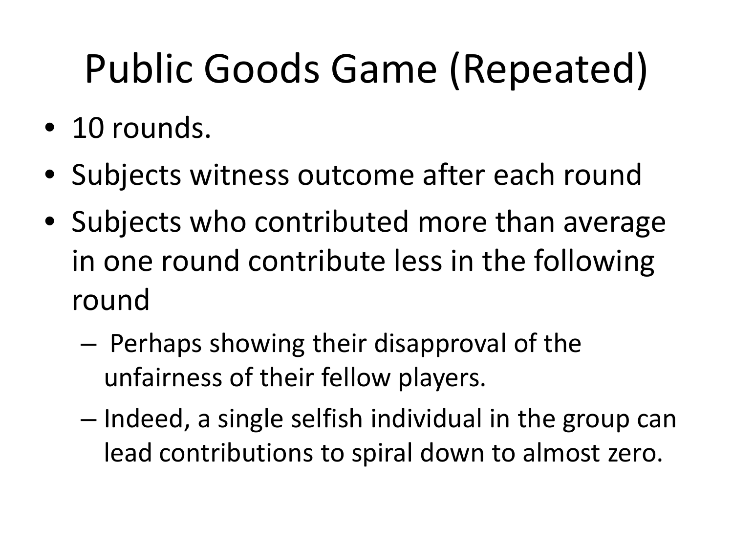# Public Goods Game (Repeated)

- 10 rounds.
- Subjects witness outcome after each round
- Subjects who contributed more than average in one round contribute less in the following round
  - Perhaps showing their disapproval of the unfairness of their fellow players.
  - Indeed, a single selfish individual in the group can lead contributions to spiral down to almost zero.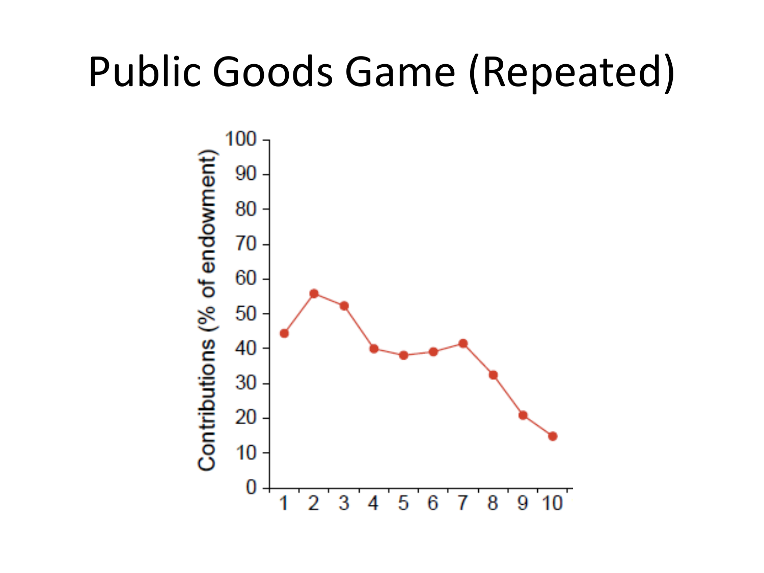# Public Goods Game (Repeated)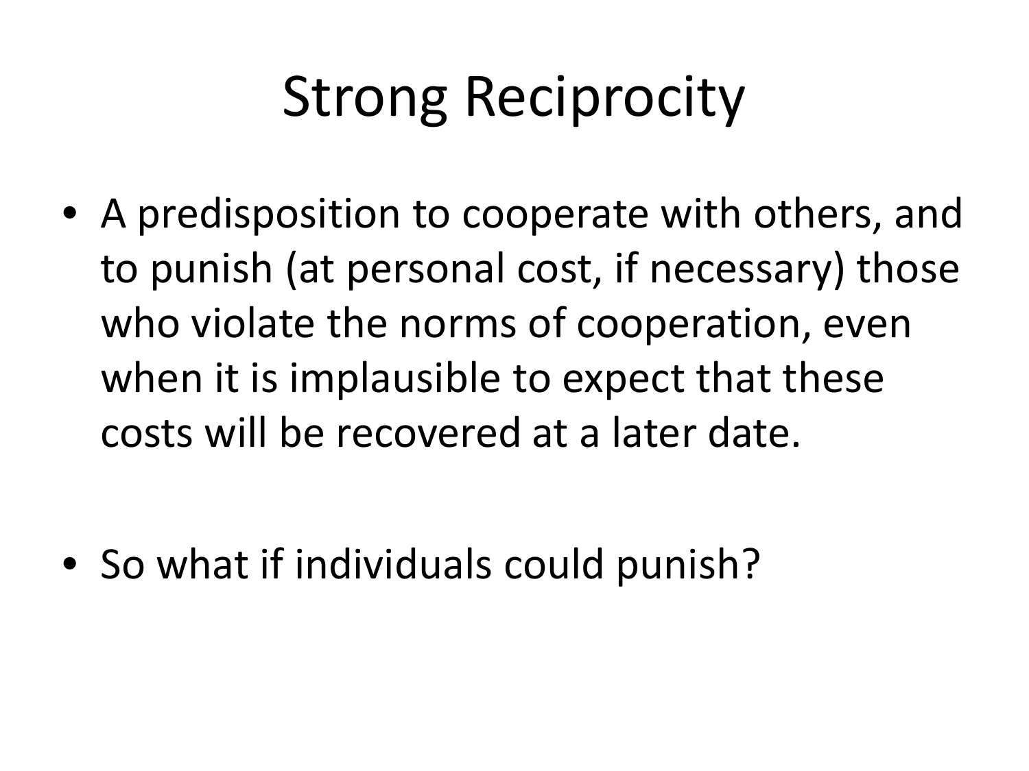# Strong Reciprocity

- A predisposition to cooperate with others, and to punish (at personal cost, if necessary) those who violate the norms of cooperation, even when it is implausible to expect that these costs will be recovered at a later date.

- So what if individuals could punish?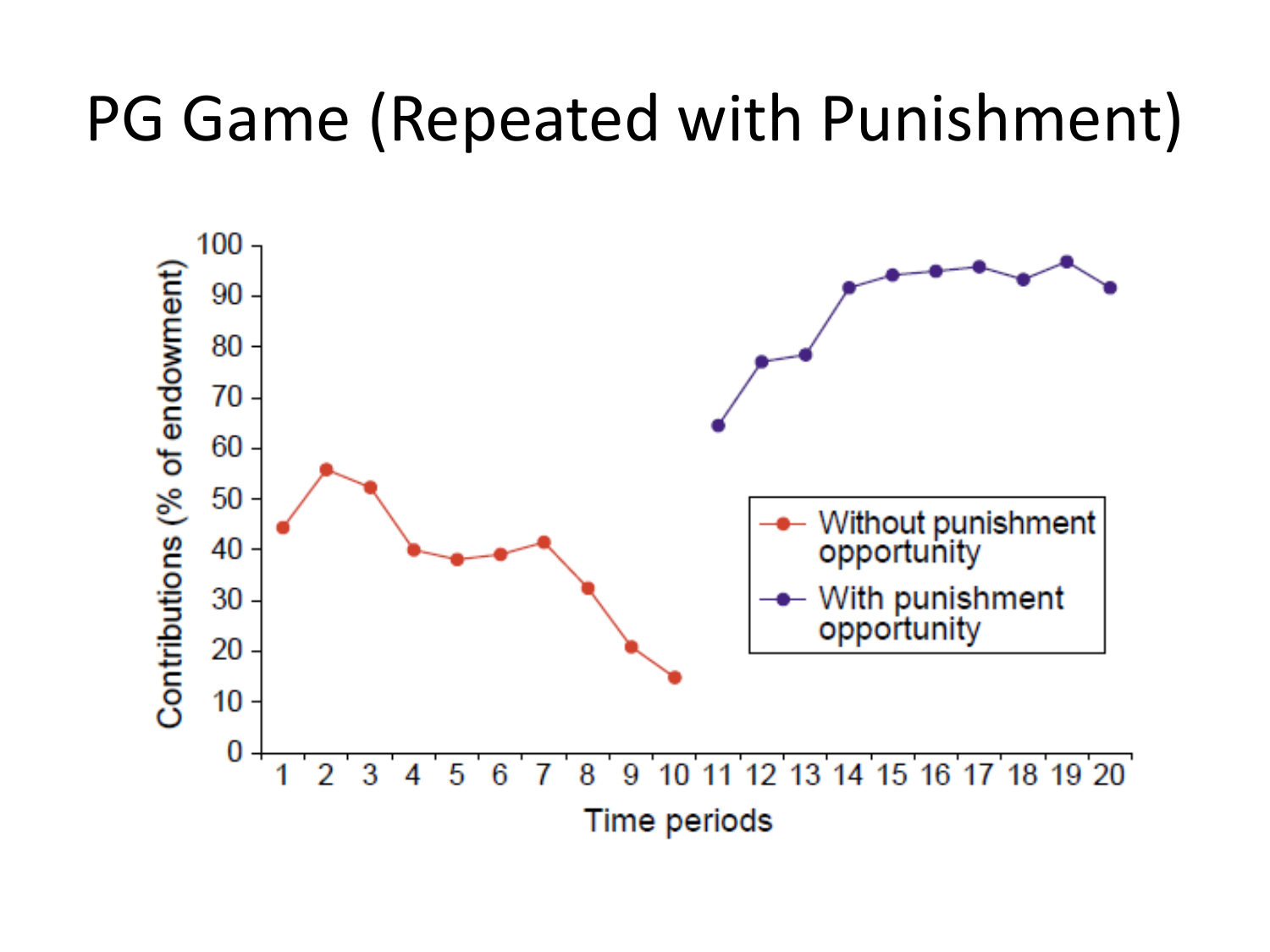# PG Game (Repeated with Punishment)

Contributions (% of endowment)

100
90
80
70
60
50
40
30
20
10
0

1 2 3 4 5 6 7 8 9 10 11 12 13 14 15 16 17 18 19 20

Time periods

Without punishment opportunity

With punishment opportunity